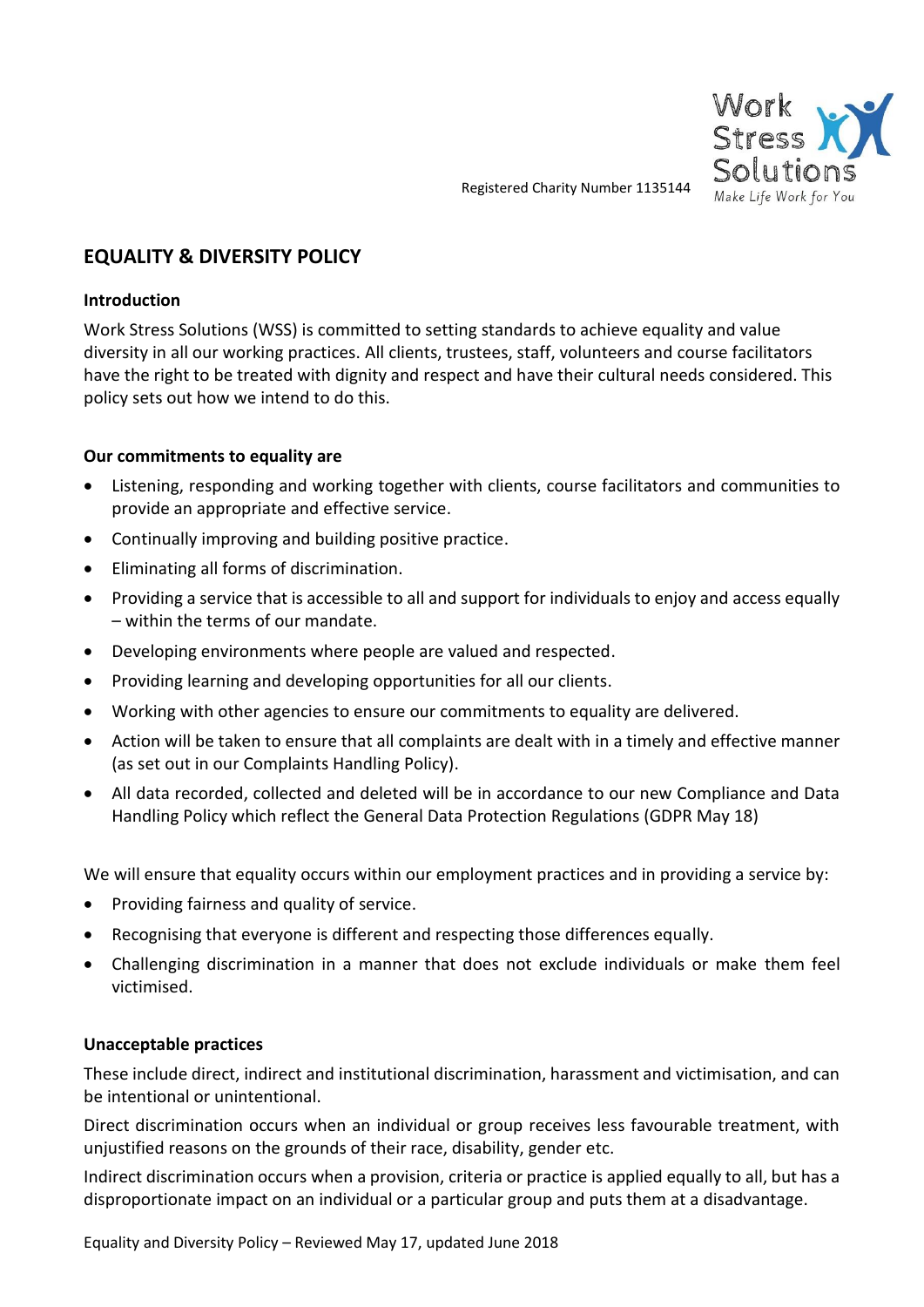Registered Charity Number 1135144

Work Stress Solutions
*Make Life Work for You*

# EQUALITY & DIVERSITY POLICY

## Introduction

Work Stress Solutions (WSS) is committed to setting standards to achieve equality and value diversity in all our working practices. All clients, trustees, staff, volunteers and course facilitators have the right to be treated with dignity and respect and have their cultural needs considered. This policy sets out how we intend to do this.

## Our commitments to equality are

- Listening, responding and working together with clients, course facilitators and communities to provide an appropriate and effective service.
- Continually improving and building positive practice.
- Eliminating all forms of discrimination.
- Providing a service that is accessible to all and support for individuals to enjoy and access equally – within the terms of our mandate.
- Developing environments where people are valued and respected.
- Providing learning and developing opportunities for all our clients.
- Working with other agencies to ensure our commitments to equality are delivered.
- Action will be taken to ensure that all complaints are dealt with in a timely and effective manner (as set out in our Complaints Handling Policy).
- All data recorded, collected and deleted will be in accordance to our new Compliance and Data Handling Policy which reflect the General Data Protection Regulations (GDPR May 18)

We will ensure that equality occurs within our employment practices and in providing a service by:

- Providing fairness and quality of service.
- Recognising that everyone is different and respecting those differences equally.
- Challenging discrimination in a manner that does not exclude individuals or make them feel victimised.

## Unacceptable practices

These include direct, indirect and institutional discrimination, harassment and victimisation, and can be intentional or unintentional.

Direct discrimination occurs when an individual or group receives less favourable treatment, with unjustified reasons on the grounds of their race, disability, gender etc.

Indirect discrimination occurs when a provision, criteria or practice is applied equally to all, but has a disproportionate impact on an individual or a particular group and puts them at a disadvantage.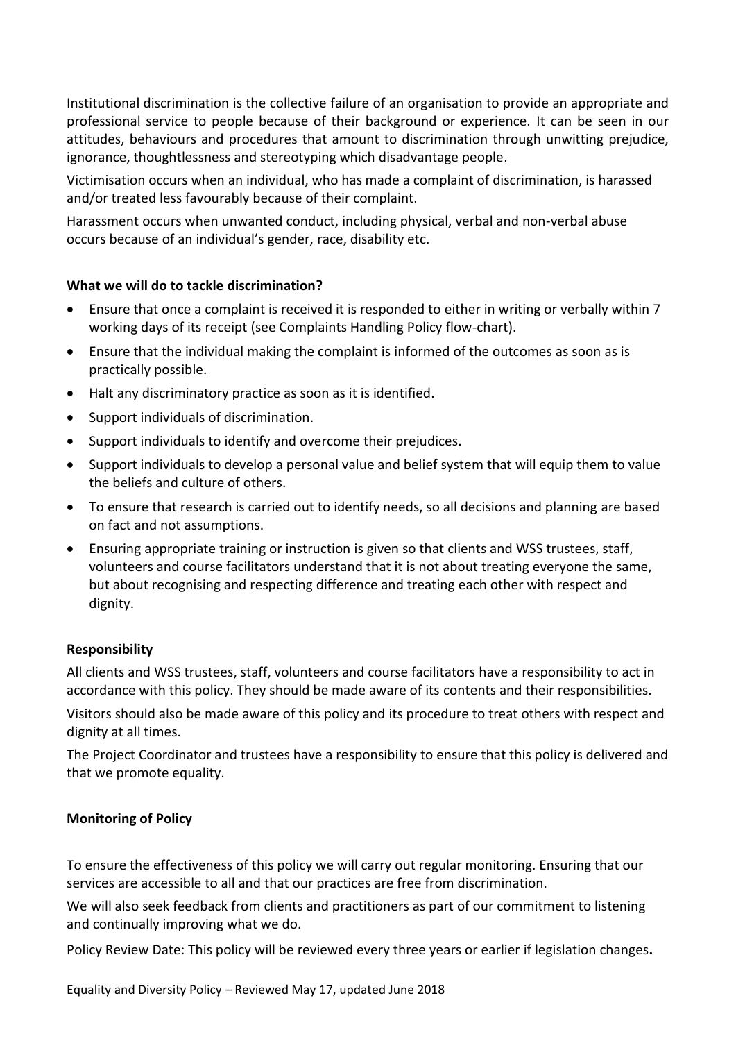Institutional discrimination is the collective failure of an organisation to provide an appropriate and professional service to people because of their background or experience. It can be seen in our attitudes, behaviours and procedures that amount to discrimination through unwitting prejudice, ignorance, thoughtlessness and stereotyping which disadvantage people.

Victimisation occurs when an individual, who has made a complaint of discrimination, is harassed and/or treated less favourably because of their complaint.

Harassment occurs when unwanted conduct, including physical, verbal and non-verbal abuse occurs because of an individual's gender, race, disability etc.

**What we will do to tackle discrimination?**

- Ensure that once a complaint is received it is responded to either in writing or verbally within 7 working days of its receipt (see Complaints Handling Policy flow-chart).
- Ensure that the individual making the complaint is informed of the outcomes as soon as is practically possible.
- Halt any discriminatory practice as soon as it is identified.
- Support individuals of discrimination.
- Support individuals to identify and overcome their prejudices.
- Support individuals to develop a personal value and belief system that will equip them to value the beliefs and culture of others.
- To ensure that research is carried out to identify needs, so all decisions and planning are based on fact and not assumptions.
- Ensuring appropriate training or instruction is given so that clients and WSS trustees, staff, volunteers and course facilitators understand that it is not about treating everyone the same, but about recognising and respecting difference and treating each other with respect and dignity.

**Responsibility**

All clients and WSS trustees, staff, volunteers and course facilitators have a responsibility to act in accordance with this policy. They should be made aware of its contents and their responsibilities.

Visitors should also be made aware of this policy and its procedure to treat others with respect and dignity at all times.

The Project Coordinator and trustees have a responsibility to ensure that this policy is delivered and that we promote equality.

**Monitoring of Policy**

To ensure the effectiveness of this policy we will carry out regular monitoring. Ensuring that our services are accessible to all and that our practices are free from discrimination.

We will also seek feedback from clients and practitioners as part of our commitment to listening and continually improving what we do.

Policy Review Date: This policy will be reviewed every three years or earlier if legislation changes**.**

Equality and Diversity Policy – Reviewed May 17, updated June 2018